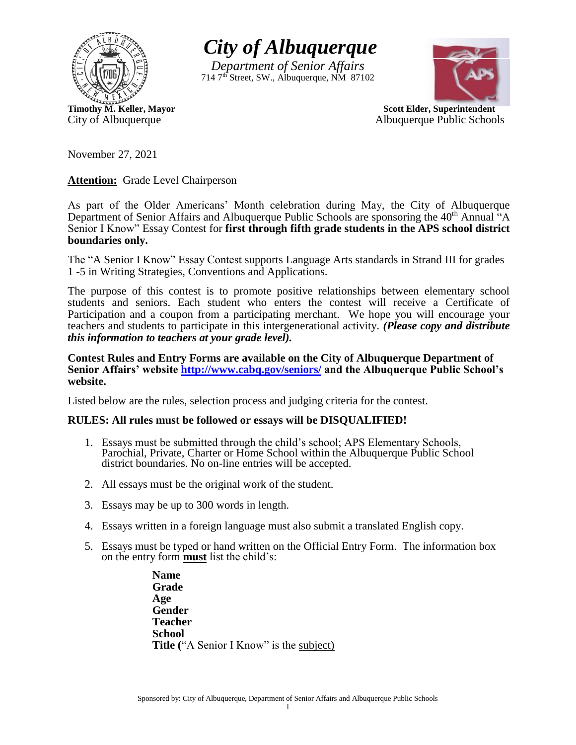# *City of Albuquerque*

*Department of Senior Affairs*
714 7th Street, SW., Albuquerque, NM 87102

**Timothy M. Keller, Mayor**
City of Albuquerque

**Scott Elder, Superintendent**
Albuquerque Public Schools

November 27, 2021

**Attention:** Grade Level Chairperson

As part of the Older Americans' Month celebration during May, the City of Albuquerque Department of Senior Affairs and Albuquerque Public Schools are sponsoring the 40th Annual "A Senior I Know" Essay Contest for **first through fifth grade students in the APS school district boundaries only.**

The "A Senior I Know" Essay Contest supports Language Arts standards in Strand III for grades 1 -5 in Writing Strategies, Conventions and Applications.

The purpose of this contest is to promote positive relationships between elementary school students and seniors. Each student who enters the contest will receive a Certificate of Participation and a coupon from a participating merchant. We hope you will encourage your teachers and students to participate in this intergenerational activity. ***(Please copy and distribute this information to teachers at your grade level).***

**Contest Rules and Entry Forms are available on the City of Albuquerque Department of Senior Affairs' website [http://www.cabq.gov/seniors/](http://www.cabq.gov/seniors/) and the Albuquerque Public School's website.**

Listed below are the rules, selection process and judging criteria for the contest.

**RULES: All rules must be followed or essays will be DISQUALIFIED!**

1. Essays must be submitted through the child's school; APS Elementary Schools, Parochial, Private, Charter or Home School within the Albuquerque Public School district boundaries. No on-line entries will be accepted.
2. All essays must be the original work of the student.
3. Essays may be up to 300 words in length.
4. Essays written in a foreign language must also submit a translated English copy.
5. Essays must be typed or hand written on the Official Entry Form. The information box on the entry form **must** list the child's:

   **Name**
   **Grade**
   **Age**
   **Gender**
   **Teacher**
   **School**
   **Title (**"A Senior I Know" is the subject)

Sponsored by: City of Albuquerque, Department of Senior Affairs and Albuquerque Public Schools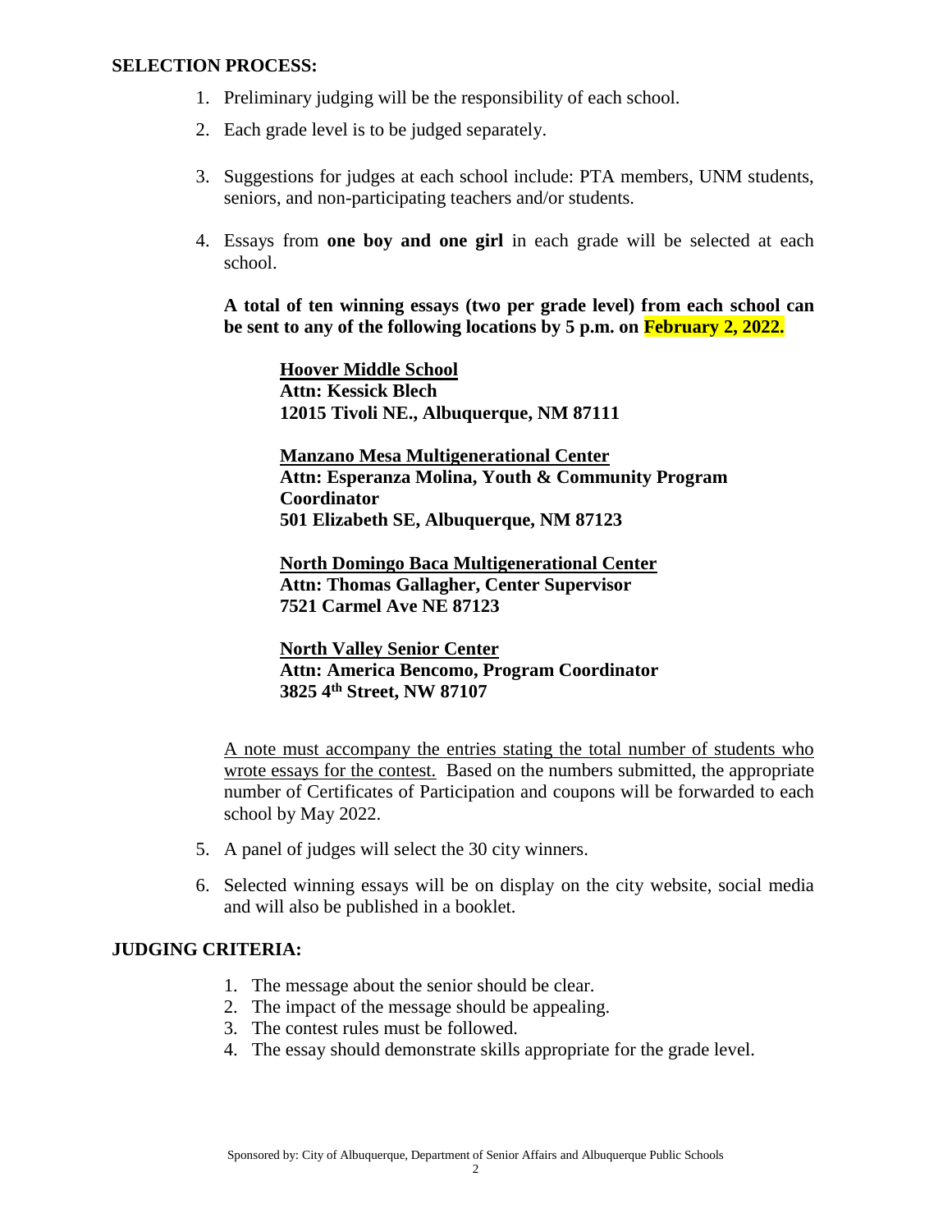## SELECTION PROCESS:

1. Preliminary judging will be the responsibility of each school.
2. Each grade level is to be judged separately.
3. Suggestions for judges at each school include: PTA members, UNM students, seniors, and non-participating teachers and/or students.
4. Essays from **one boy and one girl** in each grade will be selected at each school.

   **A total of ten winning essays (two per grade level) from each school can be sent to any of the following locations by 5 p.m. on February 2, 2022.**

   > **<u>Hoover Middle School</u>**
   > **Attn: Kessick Blech**
   > **12015 Tivoli NE., Albuquerque, NM 87111**
   >
   > **<u>Manzano Mesa Multigenerational Center</u>**
   > **Attn: Esperanza Molina, Youth & Community Program Coordinator**
   > **501 Elizabeth SE, Albuquerque, NM 87123**
   >
   > **<u>North Domingo Baca Multigenerational Center</u>**
   > **Attn: Thomas Gallagher, Center Supervisor**
   > **7521 Carmel Ave NE 87123**
   >
   > **<u>North Valley Senior Center</u>**
   > **Attn: America Bencomo, Program Coordinator**
   > **3825 4th Street, NW 87107**

   <u>A note must accompany the entries stating the total number of students who wrote essays for the contest.</u> Based on the numbers submitted, the appropriate number of Certificates of Participation and coupons will be forwarded to each school by May 2022.

5. A panel of judges will select the 30 city winners.
6. Selected winning essays will be on display on the city website, social media and will also be published in a booklet.

## JUDGING CRITERIA:

1. The message about the senior should be clear.
2. The impact of the message should be appealing.
3. The contest rules must be followed.
4. The essay should demonstrate skills appropriate for the grade level.

Sponsored by: City of Albuquerque, Department of Senior Affairs and Albuquerque Public Schools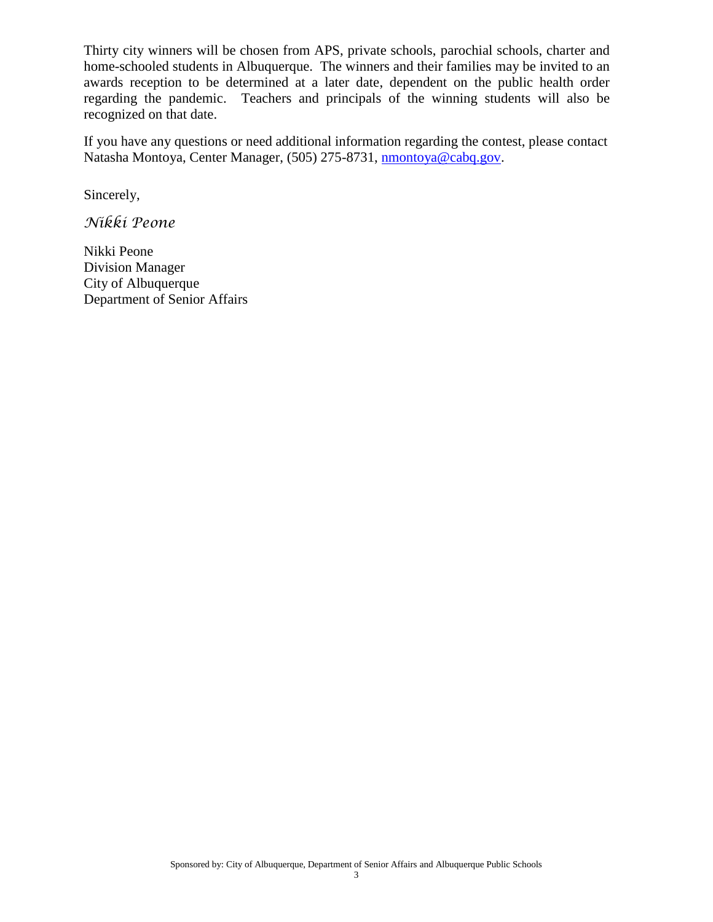Thirty city winners will be chosen from APS, private schools, parochial schools, charter and home-schooled students in Albuquerque. The winners and their families may be invited to an awards reception to be determined at a later date, dependent on the public health order regarding the pandemic. Teachers and principals of the winning students will also be recognized on that date.

If you have any questions or need additional information regarding the contest, please contact Natasha Montoya, Center Manager, (505) 275-8731, nmontoya@cabq.gov.

Sincerely,

*Nikki Peone*

Nikki Peone
Division Manager
City of Albuquerque
Department of Senior Affairs

Sponsored by: City of Albuquerque, Department of Senior Affairs and Albuquerque Public Schools